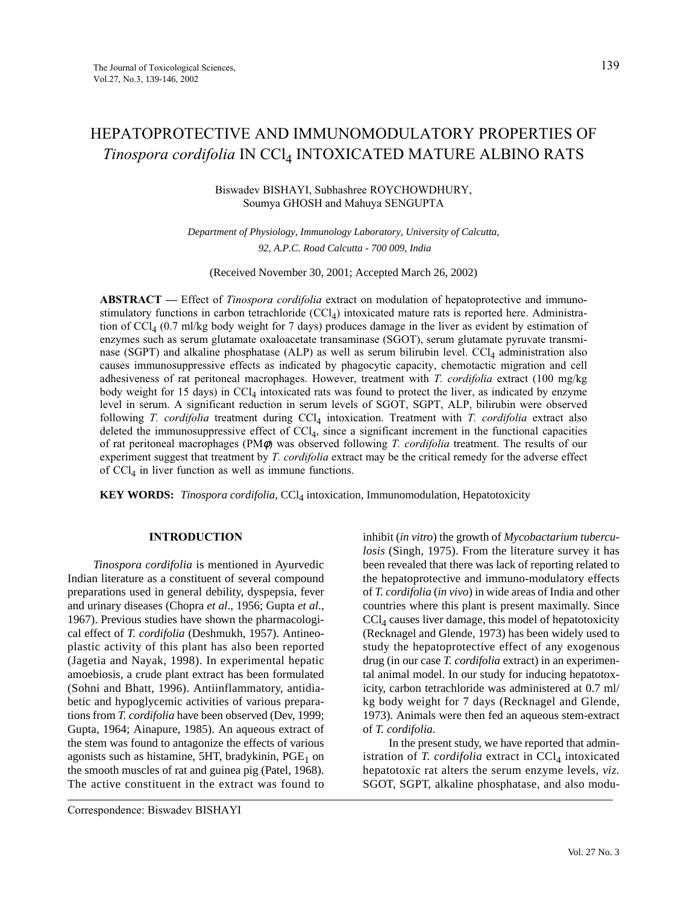# HEPATOPROTECTIVE AND IMMUNOMODULATORY PROPERTIES OF *Tinospora cordifolia* IN $CCl_4$ INTOXICATED MATURE ALBINO RATS

Biswadev BISHAYI, Subhashree ROYCHOWDHURY, Soumya GHOSH and Mahuya SENGUPTA

*Department of Physiology, Immunology Laboratory, University of Calcutta, 92, A.P.C. Road Calcutta - 700 009, India*

(Received November 30, 2001; Accepted March 26, 2002)

**ABSTRACT —** Effect of *Tinospora cordifolia* extract on modulation of hepatoprotective and immunostimulatory functions in carbon tetrachloride ($CCl_4$) intoxicated mature rats is reported here. Administration of $CCl_4$ (0.7 ml/kg body weight for 7 days) produces damage in the liver as evident by estimation of enzymes such as serum glutamate oxaloacetate transaminase (SGOT), serum glutamate pyruvate transminase (SGPT) and alkaline phosphatase (ALP) as well as serum bilirubin level. $CCl_4$ administration also causes immunosuppressive effects as indicated by phagocytic capacity, chemotactic migration and cell adhesiveness of rat peritoneal macrophages. However, treatment with *T. cordifolia* extract (100 mg/kg body weight for 15 days) in $CCl_4$ intoxicated rats was found to protect the liver, as indicated by enzyme level in serum. A significant reduction in serum levels of SGOT, SGPT, ALP, bilirubin were observed following *T. cordifolia* treatment during $CCl_4$ intoxication. Treatment with *T. cordifolia* extract also deleted the immunosuppressive effect of $CCl_4$, since a significant increment in the functional capacities of rat peritoneal macrophages (PM$\phi$) was observed following *T. cordifolia* treatment. The results of our experiment suggest that treatment by *T. cordifolia* extract may be the critical remedy for the adverse effect of $CCl_4$ in liver function as well as immune functions.

**KEY WORDS:** *Tinospora cordifolia*, $CCl_4$ intoxication, Immunomodulation, Hepatotoxicity

## INTRODUCTION

*Tinospora cordifolia* is mentioned in Ayurvedic Indian literature as a constituent of several compound preparations used in general debility, dyspepsia, fever and urinary diseases (Chopra *et al*., 1956; Gupta *et al*., 1967). Previous studies have shown the pharmacological effect of *T. cordifolia* (Deshmukh, 1957). Antineoplastic activity of this plant has also been reported (Jagetia and Nayak, 1998). In experimental hepatic amoebiosis, a crude plant extract has been formulated (Sohni and Bhatt, 1996). Antiinflammatory, antidiabetic and hypoglycemic activities of various preparations from *T. cordifolia* have been observed (Dev, 1999; Gupta, 1964; Ainapure, 1985). An aqueous extract of the stem was found to antagonize the effects of various agonists such as histamine, 5HT, bradykinin, $PGE_1$ on the smooth muscles of rat and guinea pig (Patel, 1968). The active constituent in the extract was found to inhibit (*in vitro*) the growth of *Mycobactarium tuberculosis* (Singh, 1975). From the literature survey it has been revealed that there was lack of reporting related to the hepatoprotective and immuno-modulatory effects of *T. cordifolia* (*in vivo*) in wide areas of India and other countries where this plant is present maximally. Since $CCl_4$ causes liver damage, this model of hepatotoxicity (Recknagel and Glende, 1973) has been widely used to study the hepatoprotective effect of any exogenous drug (in our case *T. cordifolia* extract) in an experimental animal model. In our study for inducing hepatotoxicity, carbon tetrachloride was administered at 0.7 ml/kg body weight for 7 days (Recknagel and Glende, 1973). Animals were then fed an aqueous stem-extract of *T. cordifolia*.

In the present study, we have reported that administration of *T. cordifolia* extract in $CCl_4$ intoxicated hepatotoxic rat alters the serum enzyme levels, *viz.* SGOT, SGPT, alkaline phosphatase, and also modu-

Correspondence: Biswadev BISHAYI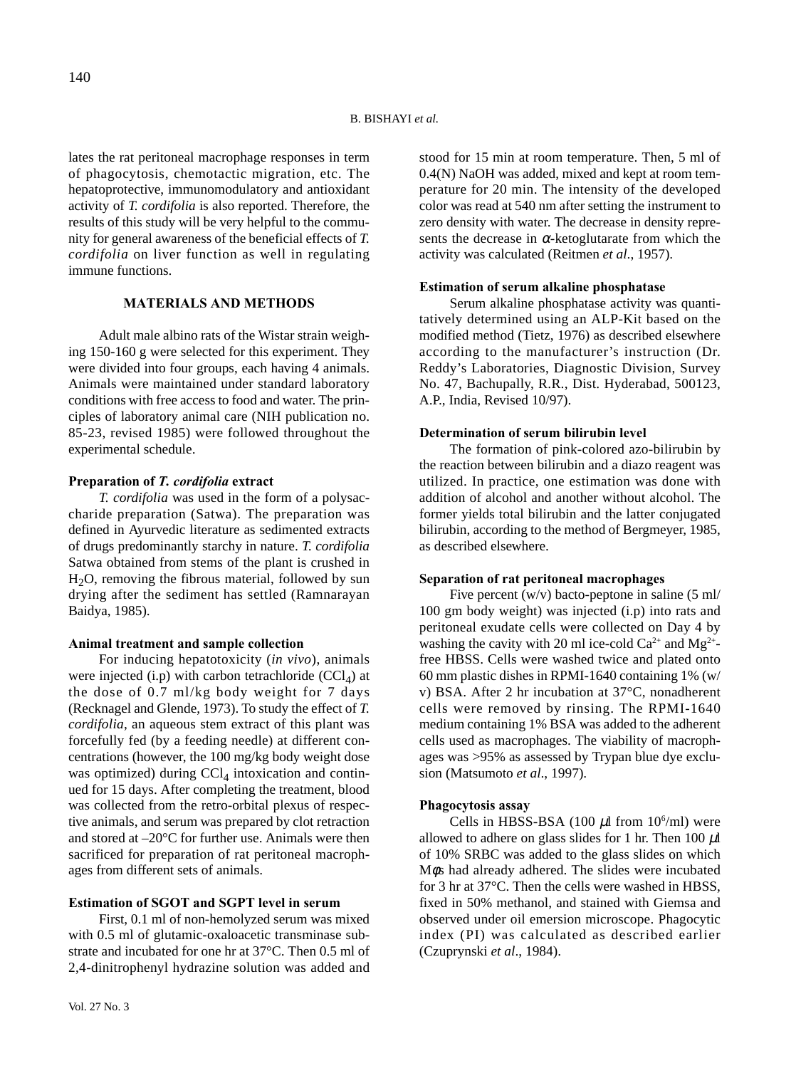lates the rat peritoneal macrophage responses in term of phagocytosis, chemotactic migration, etc. The hepatoprotective, immunomodulatory and antioxidant activity of *T. cordifolia* is also reported. Therefore, the results of this study will be very helpful to the community for general awareness of the beneficial effects of *T. cordifolia* on liver function as well in regulating immune functions.

## MATERIALS AND METHODS

Adult male albino rats of the Wistar strain weighing 150-160 g were selected for this experiment. They were divided into four groups, each having 4 animals. Animals were maintained under standard laboratory conditions with free access to food and water. The principles of laboratory animal care (NIH publication no. 85-23, revised 1985) were followed throughout the experimental schedule.

### Preparation of *T. cordifolia* extract

*T. cordifolia* was used in the form of a polysaccharide preparation (Satwa). The preparation was defined in Ayurvedic literature as sedimented extracts of drugs predominantly starchy in nature. *T. cordifolia* Satwa obtained from stems of the plant is crushed in $H_2O$, removing the fibrous material, followed by sun drying after the sediment has settled (Ramnarayan Baidya, 1985).

### Animal treatment and sample collection

For inducing hepatotoxicity (*in vivo*), animals were injected (i.p) with carbon tetrachloride ($CCl_4$) at the dose of 0.7 ml/kg body weight for 7 days (Recknagel and Glende, 1973). To study the effect of *T. cordifolia*, an aqueous stem extract of this plant was forcefully fed (by a feeding needle) at different concentrations (however, the 100 mg/kg body weight dose was optimized) during $CCl_4$ intoxication and continued for 15 days. After completing the treatment, blood was collected from the retro-orbital plexus of respective animals, and serum was prepared by clot retraction and stored at –20°C for further use. Animals were then sacrificed for preparation of rat peritoneal macrophages from different sets of animals.

### Estimation of SGOT and SGPT level in serum

First, 0.1 ml of non-hemolyzed serum was mixed with 0.5 ml of glutamic-oxaloacetic transminase substrate and incubated for one hr at 37°C. Then 0.5 ml of 2,4-dinitrophenyl hydrazine solution was added and stood for 15 min at room temperature. Then, 5 ml of 0.4(N) NaOH was added, mixed and kept at room temperature for 20 min. The intensity of the developed color was read at 540 nm after setting the instrument to zero density with water. The decrease in density represents the decrease in $\alpha$-ketoglutarate from which the activity was calculated (Reitmen *et al*., 1957).

### Estimation of serum alkaline phosphatase

Serum alkaline phosphatase activity was quantitatively determined using an ALP-Kit based on the modified method (Tietz, 1976) as described elsewhere according to the manufacturer's instruction (Dr. Reddy's Laboratories, Diagnostic Division, Survey No. 47, Bachupally, R.R., Dist. Hyderabad, 500123, A.P., India, Revised 10/97).

### Determination of serum bilirubin level

The formation of pink-colored azo-bilirubin by the reaction between bilirubin and a diazo reagent was utilized. In practice, one estimation was done with addition of alcohol and another without alcohol. The former yields total bilirubin and the latter conjugated bilirubin, according to the method of Bergmeyer, 1985, as described elsewhere.

### Separation of rat peritoneal macrophages

Five percent (w/v) bacto-peptone in saline (5 ml/ 100 gm body weight) was injected (i.p) into rats and peritoneal exudate cells were collected on Day 4 by washing the cavity with 20 ml ice-cold $Ca^{2+}$ and $Mg^{2+}$-free HBSS. Cells were washed twice and plated onto 60 mm plastic dishes in RPMI-1640 containing 1% (w/v) BSA. After 2 hr incubation at 37°C, nonadherent cells were removed by rinsing. The RPMI-1640 medium containing 1% BSA was added to the adherent cells used as macrophages. The viability of macrophages was >95% as assessed by Trypan blue dye exclusion (Matsumoto *et al*., 1997).

### Phagocytosis assay

Cells in HBSS-BSA (100 $\mu$l from $10^6$/ml) were allowed to adhere on glass slides for 1 hr. Then 100 $\mu$l of 10% SRBC was added to the glass slides on which M$\phi$s had already adhered. The slides were incubated for 3 hr at 37°C. Then the cells were washed in HBSS, fixed in 50% methanol, and stained with Giemsa and observed under oil emersion microscope. Phagocytic index (PI) was calculated as described earlier (Czuprynski *et al*., 1984).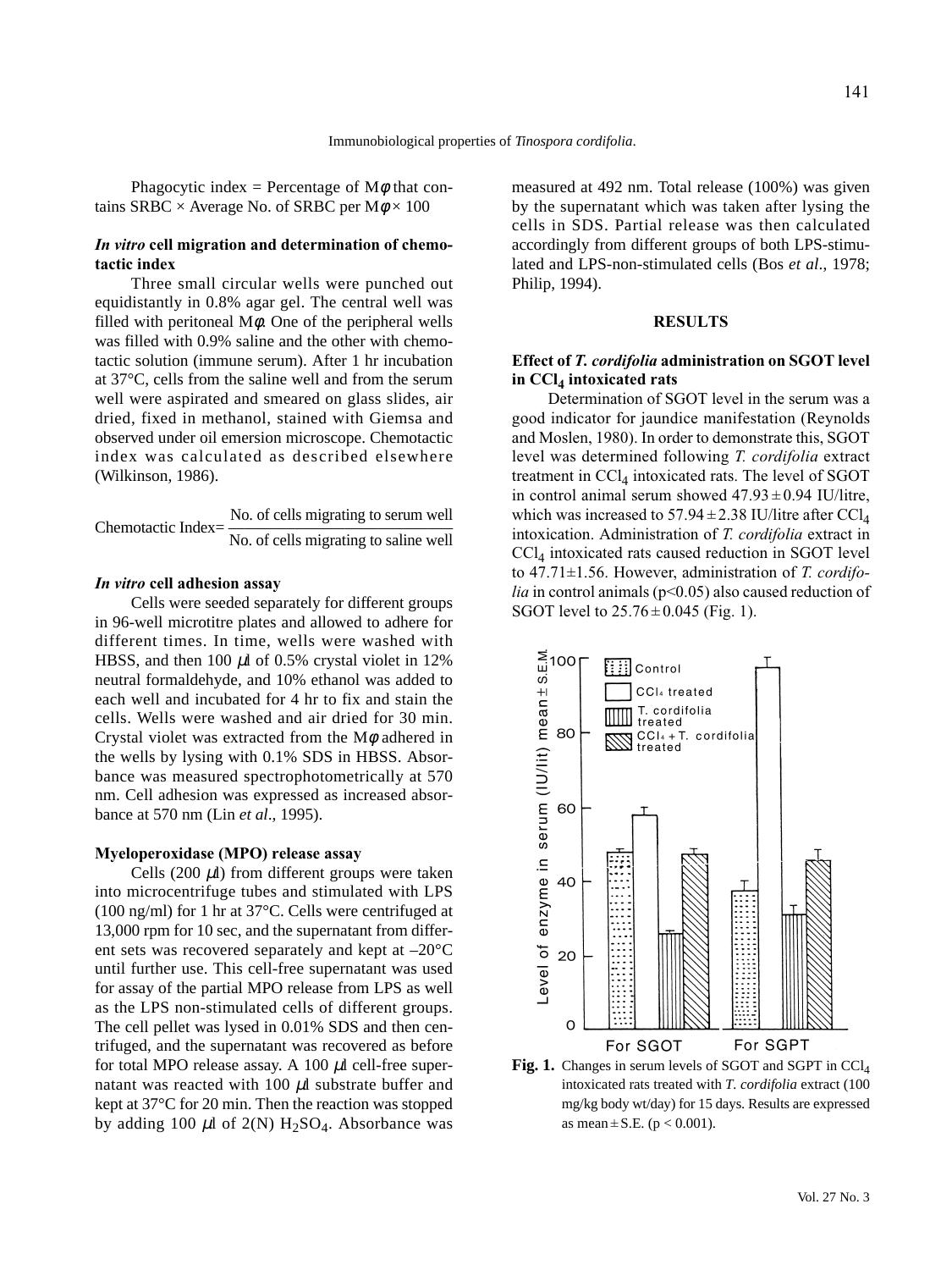Phagocytic index = Percentage of Mϕ that contains SRBC × Average No. of SRBC per Mϕ × 100

### *In vitro* cell migration and determination of chemotactic index

Three small circular wells were punched out equidistantly in 0.8% agar gel. The central well was filled with peritoneal Mϕ. One of the peripheral wells was filled with 0.9% saline and the other with chemotactic solution (immune serum). After 1 hr incubation at 37°C, cells from the saline well and from the serum well were aspirated and smeared on glass slides, air dried, fixed in methanol, stained with Giemsa and observed under oil emersion microscope. Chemotactic index was calculated as described elsewhere (Wilkinson, 1986).

$$\text{Chemotactic Index} = \frac{\text{No. of cells migrating to serum well}}{\text{No. of cells migrating to saline well}}$$

### *In vitro* cell adhesion assay

Cells were seeded separately for different groups in 96-well microtitre plates and allowed to adhere for different times. In time, wells were washed with HBSS, and then 100 $\mu$l of 0.5% crystal violet in 12% neutral formaldehyde, and 10% ethanol was added to each well and incubated for 4 hr to fix and stain the cells. Wells were washed and air dried for 30 min. Crystal violet was extracted from the Mϕ adhered in the wells by lysing with 0.1% SDS in HBSS. Absorbance was measured spectrophotometrically at 570 nm. Cell adhesion was expressed as increased absorbance at 570 nm (Lin *et al*., 1995).

### Myeloperoxidase (MPO) release assay

Cells (200 $\mu$l) from different groups were taken into microcentrifuge tubes and stimulated with LPS (100 ng/ml) for 1 hr at 37°C. Cells were centrifuged at 13,000 rpm for 10 sec, and the supernatant from different sets was recovered separately and kept at –20°C until further use. This cell-free supernatant was used for assay of the partial MPO release from LPS as well as the LPS non-stimulated cells of different groups. The cell pellet was lysed in 0.01% SDS and then centrifuged, and the supernatant was recovered as before for total MPO release assay. A 100 $\mu$l cell-free supernatant was reacted with 100 $\mu$l substrate buffer and kept at 37°C for 20 min. Then the reaction was stopped by adding 100 $\mu$l of 2(N) $H_2SO_4$. Absorbance was measured at 492 nm. Total release (100%) was given by the supernatant which was taken after lysing the cells in SDS. Partial release was then calculated accordingly from different groups of both LPS-stimulated and LPS-non-stimulated cells (Bos *et al*., 1978; Philip, 1994).

## RESULTS

### Effect of *T. cordifolia* administration on SGOT level in $CCl_4$ intoxicated rats

Determination of SGOT level in the serum was a good indicator for jaundice manifestation (Reynolds and Moslen, 1980). In order to demonstrate this, SGOT level was determined following *T. cordifolia* extract treatment in $CCl_4$ intoxicated rats. The level of SGOT in control animal serum showed $47.93 \pm 0.94$ IU/litre, which was increased to $57.94 \pm 2.38$ IU/litre after $CCl_4$ intoxication. Administration of *T. cordifolia* extract in $CCl_4$ intoxicated rats caused reduction in SGOT level to 47.71±1.56. However, administration of *T. cordifolia* in control animals ($p<0.05$) also caused reduction of SGOT level to $25.76 \pm 0.045$ (Fig. 1).

**Fig. 1.** Changes in serum levels of SGOT and SGPT in $CCl_4$ intoxicated rats treated with *T. cordifolia* extract (100 mg/kg body wt/day) for 15 days. Results are expressed as mean ± S.E. ($p < 0.001$).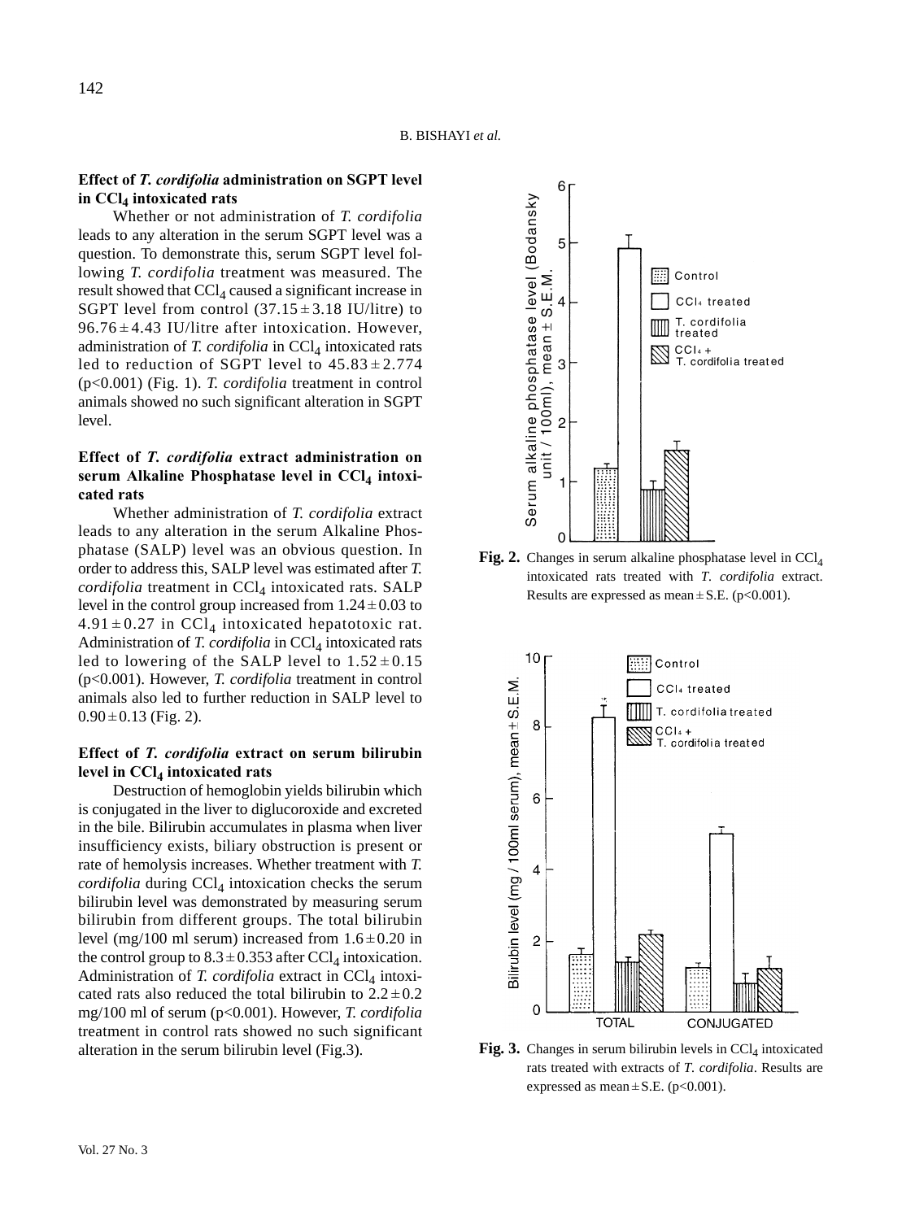### Effect of *T. cordifolia* administration on SGPT level in $CCl_4$ intoxicated rats

Whether or not administration of *T. cordifolia* leads to any alteration in the serum SGPT level was a question. To demonstrate this, serum SGPT level following *T. cordifolia* treatment was measured. The result showed that $CCl_4$ caused a significant increase in SGPT level from control ($37.15 \pm 3.18$ IU/litre) to $96.76 \pm 4.43$ IU/litre after intoxication. However, administration of *T. cordifolia* in $CCl_4$ intoxicated rats led to reduction of SGPT level to $45.83 \pm 2.774$ ($p<0.001$) (Fig. 1). *T. cordifolia* treatment in control animals showed no such significant alteration in SGPT level.

### Effect of *T. cordifolia* extract administration on serum Alkaline Phosphatase level in $CCl_4$ intoxicated rats

Whether administration of *T. cordifolia* extract leads to any alteration in the serum Alkaline Phosphatase (SALP) level was an obvious question. In order to address this, SALP level was estimated after *T. cordifolia* treatment in $CCl_4$ intoxicated rats. SALP level in the control group increased from $1.24 \pm 0.03$ to $4.91 \pm 0.27$ in $CCl_4$ intoxicated hepatotoxic rat. Administration of *T. cordifolia* in $CCl_4$ intoxicated rats led to lowering of the SALP level to $1.52 \pm 0.15$ ($p<0.001$). However, *T. cordifolia* treatment in control animals also led to further reduction in SALP level to $0.90 \pm 0.13$ (Fig. 2).

### Effect of *T. cordifolia* extract on serum bilirubin level in $CCl_4$ intoxicated rats

Destruction of hemoglobin yields bilirubin which is conjugated in the liver to diglucoroxide and excreted in the bile. Bilirubin accumulates in plasma when liver insufficiency exists, biliary obstruction is present or rate of hemolysis increases. Whether treatment with *T. cordifolia* during $CCl_4$ intoxication checks the serum bilirubin level was demonstrated by measuring serum bilirubin from different groups. The total bilirubin level (mg/100 ml serum) increased from $1.6 \pm 0.20$ in the control group to $8.3 \pm 0.353$ after $CCl_4$ intoxication. Administration of *T. cordifolia* extract in $CCl_4$ intoxicated rats also reduced the total bilirubin to $2.2 \pm 0.2$ mg/100 ml of serum ($p<0.001$). However, *T. cordifolia* treatment in control rats showed no such significant alteration in the serum bilirubin level (Fig.3).

**Fig. 2.** Changes in serum alkaline phosphatase level in $CCl_4$ intoxicated rats treated with *T. cordifolia* extract. Results are expressed as mean ± S.E. ($p<0.001$).

**Fig. 3.** Changes in serum bilirubin levels in $CCl_4$ intoxicated rats treated with extracts of *T. cordifolia*. Results are expressed as mean ± S.E. ($p<0.001$).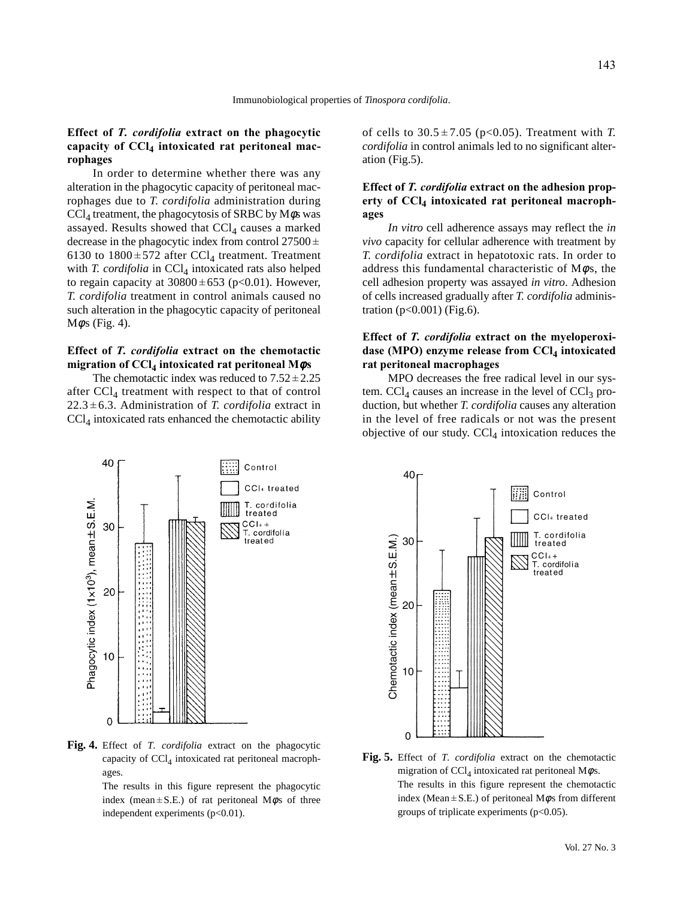### Effect of *T. cordifolia* extract on the phagocytic capacity of $CCl_4$ intoxicated rat peritoneal macrophages

In order to determine whether there was any alteration in the phagocytic capacity of peritoneal macrophages due to *T. cordifolia* administration during $CCl_4$ treatment, the phagocytosis of SRBC by M$\phi$s was assayed. Results showed that $CCl_4$ causes a marked decrease in the phagocytic index from control $27500 \pm 6130$ to $1800 \pm 572$ after $CCl_4$ treatment. Treatment with *T. cordifolia* in $CCl_4$ intoxicated rats also helped to regain capacity at $30800 \pm 653$ ($p<0.01$). However, *T. cordifolia* treatment in control animals caused no such alteration in the phagocytic capacity of peritoneal M$\phi$s (Fig. 4).

### Effect of *T. cordifolia* extract on the chemotactic migration of $CCl_4$ intoxicated rat peritoneal M$\phi$s

The chemotactic index was reduced to $7.52 \pm 2.25$ after $CCl_4$ treatment with respect to that of control $22.3 \pm 6.3$. Administration of *T. cordifolia* extract in $CCl_4$ intoxicated rats enhanced the chemotactic ability of cells to $30.5 \pm 7.05$ ($p<0.05$). Treatment with *T. cordifolia* in control animals led to no significant alteration (Fig.5).

### Effect of *T. cordifolia* extract on the adhesion property of $CCl_4$ intoxicated rat peritoneal macrophages

*In vitro* cell adherence assays may reflect the *in vivo* capacity for cellular adherence with treatment by *T. cordifolia* extract in hepatotoxic rats. In order to address this fundamental characteristic of M$\phi$s, the cell adhesion property was assayed *in vitro*. Adhesion of cells increased gradually after *T. cordifolia* administration ($p<0.001$) (Fig.6).

### Effect of *T. cordifolia* extract on the myeloperoxidase (MPO) enzyme release from $CCl_4$ intoxicated rat peritoneal macrophages

MPO decreases the free radical level in our system. $CCl_4$ causes an increase in the level of $CCl_3$ production, but whether *T. cordifolia* causes any alteration in the level of free radicals or not was the present objective of our study. $CCl_4$ intoxication reduces the

**Fig. 4.** Effect of *T. cordifolia* extract on the phagocytic capacity of $CCl_4$ intoxicated rat peritoneal macrophages.
The results in this figure represent the phagocytic index (mean ± S.E.) of rat peritoneal M$\phi$s of three independent experiments ($p<0.01$).

**Fig. 5.** Effect of *T. cordifolia* extract on the chemotactic migration of $CCl_4$ intoxicated rat peritoneal M$\phi$s.
The results in this figure represent the chemotactic index (Mean ± S.E.) of peritoneal M$\phi$s from different groups of triplicate experiments ($p<0.05$).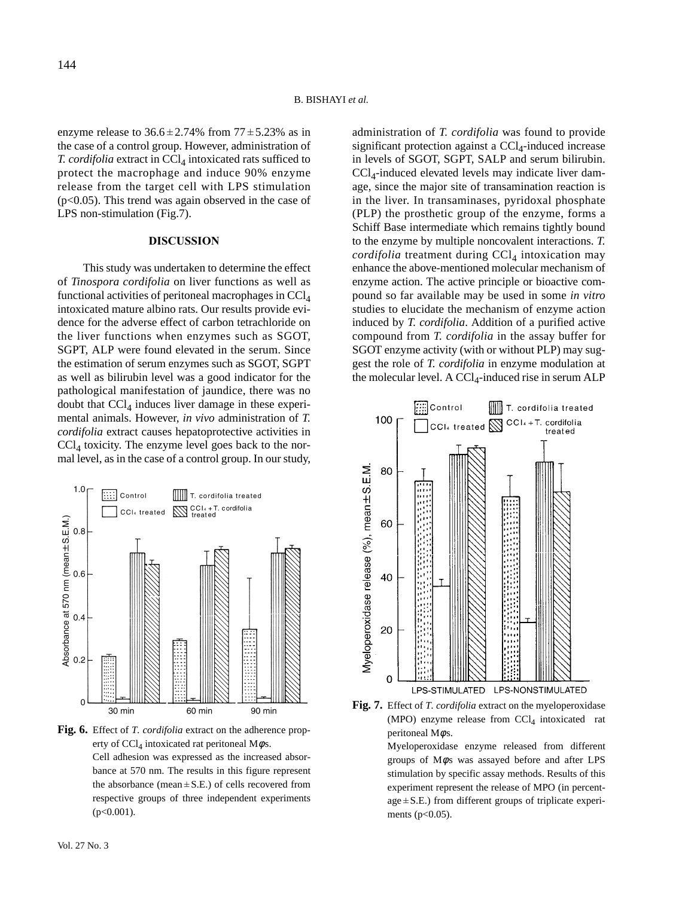enzyme release to $36.6 \pm 2.74\%$ from $77 \pm 5.23\%$ as in the case of a control group. However, administration of *T. cordifolia* extract in $CCl_4$ intoxicated rats sufficed to protect the macrophage and induce 90% enzyme release from the target cell with LPS stimulation ($p<0.05$). This trend was again observed in the case of LPS non-stimulation (Fig.7).

## DISCUSSION

This study was undertaken to determine the effect of *Tinospora cordifolia* on liver functions as well as functional activities of peritoneal macrophages in $CCl_4$ intoxicated mature albino rats. Our results provide evidence for the adverse effect of carbon tetrachloride on the liver functions when enzymes such as SGOT, SGPT, ALP were found elevated in the serum. Since the estimation of serum enzymes such as SGOT, SGPT as well as bilirubin level was a good indicator for the pathological manifestation of jaundice, there was no doubt that $CCl_4$ induces liver damage in these experimental animals. However, *in vivo* administration of *T. cordifolia* extract causes hepatoprotective activities in $CCl_4$ toxicity. The enzyme level goes back to the normal level, as in the case of a control group. In our study, administration of *T. cordifolia* was found to provide significant protection against a $CCl_4$-induced increase in levels of SGOT, SGPT, SALP and serum bilirubin. $CCl_4$-induced elevated levels may indicate liver damage, since the major site of transamination reaction is in the liver. In transaminases, pyridoxal phosphate (PLP) the prosthetic group of the enzyme, forms a Schiff Base intermediate which remains tightly bound to the enzyme by multiple noncovalent interactions. *T. cordifolia* treatment during $CCl_4$ intoxication may enhance the above-mentioned molecular mechanism of enzyme action. The active principle or bioactive compound so far available may be used in some *in vitro* studies to elucidate the mechanism of enzyme action induced by *T. cordifolia*. Addition of a purified active compound from *T. cordifolia* in the assay buffer for SGOT enzyme activity (with or without PLP) may suggest the role of *T. cordifolia* in enzyme modulation at the molecular level. A $CCl_4$-induced rise in serum ALP

**Fig. 6.** Effect of *T. cordifolia* extract on the adherence property of $CCl_4$ intoxicated rat peritoneal M$\phi$s.
Cell adhesion was expressed as the increased absorbance at 570 nm. The results in this figure represent the absorbance (mean ± S.E.) of cells recovered from respective groups of three independent experiments ($p<0.001$).

**Fig. 7.** Effect of *T. cordifolia* extract on the myeloperoxidase (MPO) enzyme release from $CCl_4$ intoxicated rat peritoneal M$\phi$s.
Myeloperoxidase enzyme released from different groups of M$\phi$s was assayed before and after LPS stimulation by specific assay methods. Results of this experiment represent the release of MPO (in percentage ± S.E.) from different groups of triplicate experiments ($p<0.05$).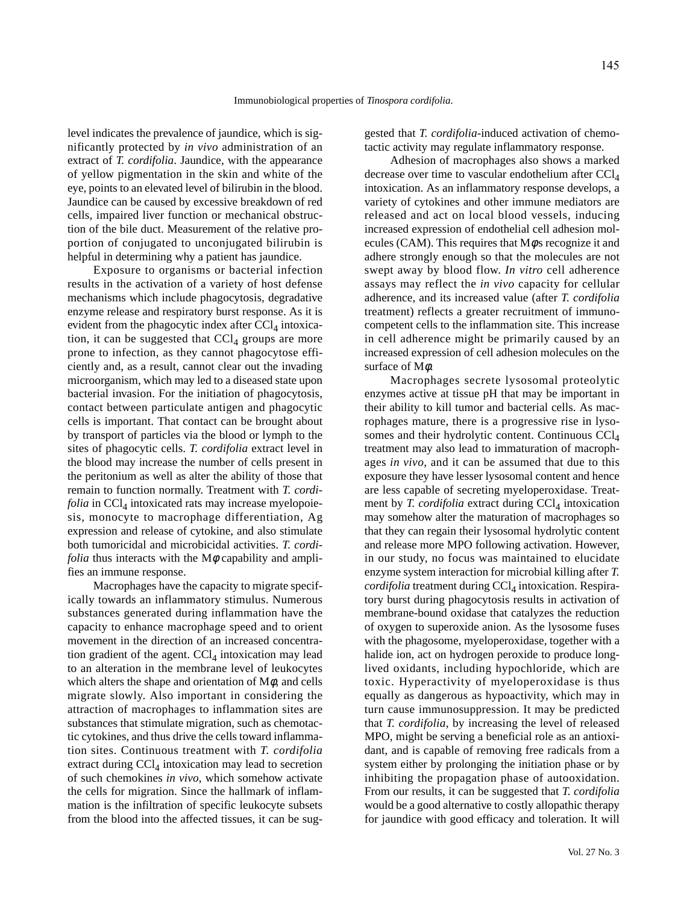level indicates the prevalence of jaundice, which is significantly protected by *in vivo* administration of an extract of *T. cordifolia*. Jaundice, with the appearance of yellow pigmentation in the skin and white of the eye, points to an elevated level of bilirubin in the blood. Jaundice can be caused by excessive breakdown of red cells, impaired liver function or mechanical obstruction of the bile duct. Measurement of the relative proportion of conjugated to unconjugated bilirubin is helpful in determining why a patient has jaundice.

Exposure to organisms or bacterial infection results in the activation of a variety of host defense mechanisms which include phagocytosis, degradative enzyme release and respiratory burst response. As it is evident from the phagocytic index after $CCl_4$ intoxication, it can be suggested that $CCl_4$ groups are more prone to infection, as they cannot phagocytose efficiently and, as a result, cannot clear out the invading microorganism, which may led to a diseased state upon bacterial invasion. For the initiation of phagocytosis, contact between particulate antigen and phagocytic cells is important. That contact can be brought about by transport of particles via the blood or lymph to the sites of phagocytic cells. *T. cordifolia* extract level in the blood may increase the number of cells present in the peritonium as well as alter the ability of those that remain to function normally. Treatment with *T. cordifolia* in $CCl_4$ intoxicated rats may increase myelopoiesis, monocyte to macrophage differentiation, Ag expression and release of cytokine, and also stimulate both tumoricidal and microbicidal activities. *T. cordifolia* thus interacts with the Mϕ capability and amplifies an immune response.

Macrophages have the capacity to migrate specifically towards an inflammatory stimulus. Numerous substances generated during inflammation have the capacity to enhance macrophage speed and to orient movement in the direction of an increased concentration gradient of the agent. $CCl_4$ intoxication may lead to an alteration in the membrane level of leukocytes which alters the shape and orientation of Mϕ, and cells migrate slowly. Also important in considering the attraction of macrophages to inflammation sites are substances that stimulate migration, such as chemotactic cytokines, and thus drive the cells toward inflammation sites. Continuous treatment with *T. cordifolia* extract during $CCl_4$ intoxication may lead to secretion of such chemokines *in vivo*, which somehow activate the cells for migration. Since the hallmark of inflammation is the infiltration of specific leukocyte subsets from the blood into the affected tissues, it can be suggested that *T. cordifolia*-induced activation of chemotactic activity may regulate inflammatory response.

Adhesion of macrophages also shows a marked decrease over time to vascular endothelium after $CCl_4$ intoxication. As an inflammatory response develops, a variety of cytokines and other immune mediators are released and act on local blood vessels, inducing increased expression of endothelial cell adhesion molecules (CAM). This requires that Mϕs recognize it and adhere strongly enough so that the molecules are not swept away by blood flow. *In vitro* cell adherence assays may reflect the *in vivo* capacity for cellular adherence, and its increased value (after *T. cordifolia* treatment) reflects a greater recruitment of immunocompetent cells to the inflammation site. This increase in cell adherence might be primarily caused by an increased expression of cell adhesion molecules on the surface of Mϕ.

Macrophages secrete lysosomal proteolytic enzymes active at tissue pH that may be important in their ability to kill tumor and bacterial cells. As macrophages mature, there is a progressive rise in lysosomes and their hydrolytic content. Continuous $CCl_4$ treatment may also lead to immaturation of macrophages *in vivo*, and it can be assumed that due to this exposure they have lesser lysosomal content and hence are less capable of secreting myeloperoxidase. Treatment by *T. cordifolia* extract during $CCl_4$ intoxication may somehow alter the maturation of macrophages so that they can regain their lysosomal hydrolytic content and release more MPO following activation. However, in our study, no focus was maintained to elucidate enzyme system interaction for microbial killing after *T. cordifolia* treatment during $CCl_4$ intoxication. Respiratory burst during phagocytosis results in activation of membrane-bound oxidase that catalyzes the reduction of oxygen to superoxide anion. As the lysosome fuses with the phagosome, myeloperoxidase, together with a halide ion, act on hydrogen peroxide to produce long-lived oxidants, including hypochloride, which are toxic. Hyperactivity of myeloperoxidase is thus equally as dangerous as hypoactivity, which may in turn cause immunosuppression. It may be predicted that *T. cordifolia*, by increasing the level of released MPO, might be serving a beneficial role as an antioxidant, and is capable of removing free radicals from a system either by prolonging the initiation phase or by inhibiting the propagation phase of autooxidation. From our results, it can be suggested that *T. cordifolia* would be a good alternative to costly allopathic therapy for jaundice with good efficacy and toleration. It will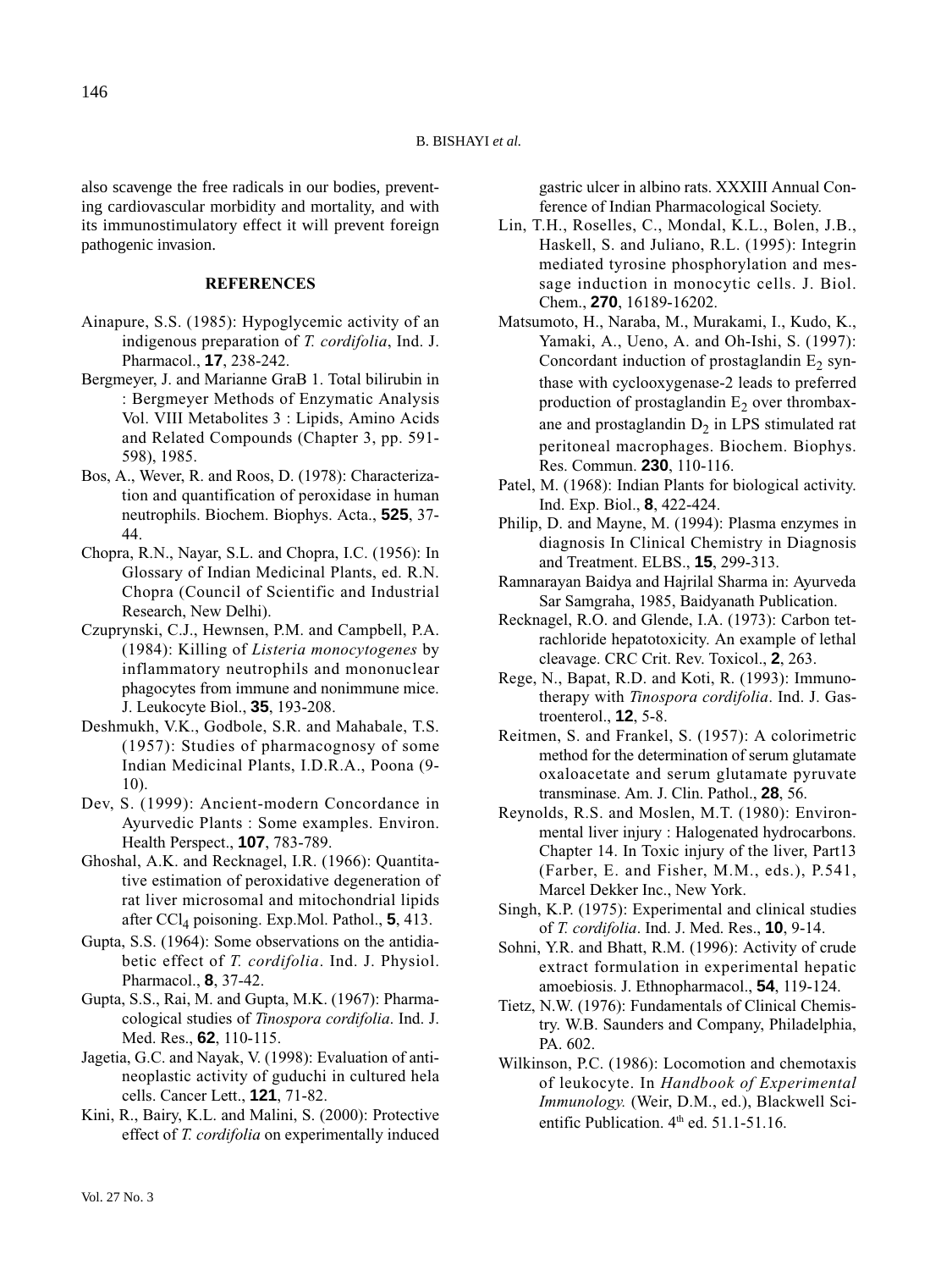also scavenge the free radicals in our bodies, preventing cardiovascular morbidity and mortality, and with its immunostimulatory effect it will prevent foreign pathogenic invasion.

## REFERENCES

Ainapure, S.S. (1985): Hypoglycemic activity of an indigenous preparation of *T. cordifolia*, Ind. J. Pharmacol., **17**, 238-242.

Bergmeyer, J. and Marianne GraB 1. Total bilirubin in : Bergmeyer Methods of Enzymatic Analysis Vol. VIII Metabolites 3 : Lipids, Amino Acids and Related Compounds (Chapter 3, pp. 591-598), 1985.

Bos, A., Wever, R. and Roos, D. (1978): Characterization and quantification of peroxidase in human neutrophils. Biochem. Biophys. Acta., **525**, 37-44.

Chopra, R.N., Nayar, S.L. and Chopra, I.C. (1956): In Glossary of Indian Medicinal Plants, ed. R.N. Chopra (Council of Scientific and Industrial Research, New Delhi).

Czuprynski, C.J., Hewnsen, P.M. and Campbell, P.A. (1984): Killing of *Listeria monocytogenes* by inflammatory neutrophils and mononuclear phagocytes from immune and nonimmune mice. J. Leukocyte Biol., **35**, 193-208.

Deshmukh, V.K., Godbole, S.R. and Mahabale, T.S. (1957): Studies of pharmacognosy of some Indian Medicinal Plants, I.D.R.A., Poona (9-10).

Dev, S. (1999): Ancient-modern Concordance in Ayurvedic Plants : Some examples. Environ. Health Perspect., **107**, 783-789.

Ghoshal, A.K. and Recknagel, I.R. (1966): Quantitative estimation of peroxidative degeneration of rat liver microsomal and mitochondrial lipids after $CCl_4$ poisoning. Exp.Mol. Pathol., **5**, 413.

Gupta, S.S. (1964): Some observations on the antidiabetic effect of *T. cordifolia*. Ind. J. Physiol. Pharmacol., **8**, 37-42.

Gupta, S.S., Rai, M. and Gupta, M.K. (1967): Pharmacological studies of *Tinospora cordifolia*. Ind. J. Med. Res., **62**, 110-115.

Jagetia, G.C. and Nayak, V. (1998): Evaluation of antineoplastic activity of guduchi in cultured hela cells. Cancer Lett., **121**, 71-82.

Kini, R., Bairy, K.L. and Malini, S. (2000): Protective effect of *T. cordifolia* on experimentally induced gastric ulcer in albino rats. XXXIII Annual Conference of Indian Pharmacological Society.

Lin, T.H., Roselles, C., Mondal, K.L., Bolen, J.B., Haskell, S. and Juliano, R.L. (1995): Integrin mediated tyrosine phosphorylation and message induction in monocytic cells. J. Biol. Chem., **270**, 16189-16202.

Matsumoto, H., Naraba, M., Murakami, I., Kudo, K., Yamaki, A., Ueno, A. and Oh-Ishi, S. (1997): Concordant induction of prostaglandin $E_2$ synthase with cyclooxygenase-2 leads to preferred production of prostaglandin $E_2$ over thrombaxane and prostaglandin $D_2$ in LPS stimulated rat peritoneal macrophages. Biochem. Biophys. Res. Commun. **230**, 110-116.

Patel, M. (1968): Indian Plants for biological activity. Ind. Exp. Biol., **8**, 422-424.

Philip, D. and Mayne, M. (1994): Plasma enzymes in diagnosis In Clinical Chemistry in Diagnosis and Treatment. ELBS., **15**, 299-313.

Ramnarayan Baidya and Hajrilal Sharma in: Ayurveda Sar Samgraha, 1985, Baidyanath Publication.

Recknagel, R.O. and Glende, I.A. (1973): Carbon tetrachloride hepatotoxicity. An example of lethal cleavage. CRC Crit. Rev. Toxicol., **2**, 263.

Rege, N., Bapat, R.D. and Koti, R. (1993): Immunotherapy with *Tinospora cordifolia*. Ind. J. Gastroenterol., **12**, 5-8.

Reitmen, S. and Frankel, S. (1957): A colorimetric method for the determination of serum glutamate oxaloacetate and serum glutamate pyruvate transminase. Am. J. Clin. Pathol., **28**, 56.

Reynolds, R.S. and Moslen, M.T. (1980): Environmental liver injury : Halogenated hydrocarbons. Chapter 14. In Toxic injury of the liver, Part13 (Farber, E. and Fisher, M.M., eds.), P.541, Marcel Dekker Inc., New York.

Singh, K.P. (1975): Experimental and clinical studies of *T. cordifolia*. Ind. J. Med. Res., **10**, 9-14.

Sohni, Y.R. and Bhatt, R.M. (1996): Activity of crude extract formulation in experimental hepatic amoebiosis. J. Ethnopharmacol., **54**, 119-124.

Tietz, N.W. (1976): Fundamentals of Clinical Chemistry. W.B. Saunders and Company, Philadelphia, PA. 602.

Wilkinson, P.C. (1986): Locomotion and chemotaxis of leukocyte. In *Handbook of Experimental Immunology.* (Weir, D.M., ed.), Blackwell Scientific Publication. 4th ed. 51.1-51.16.